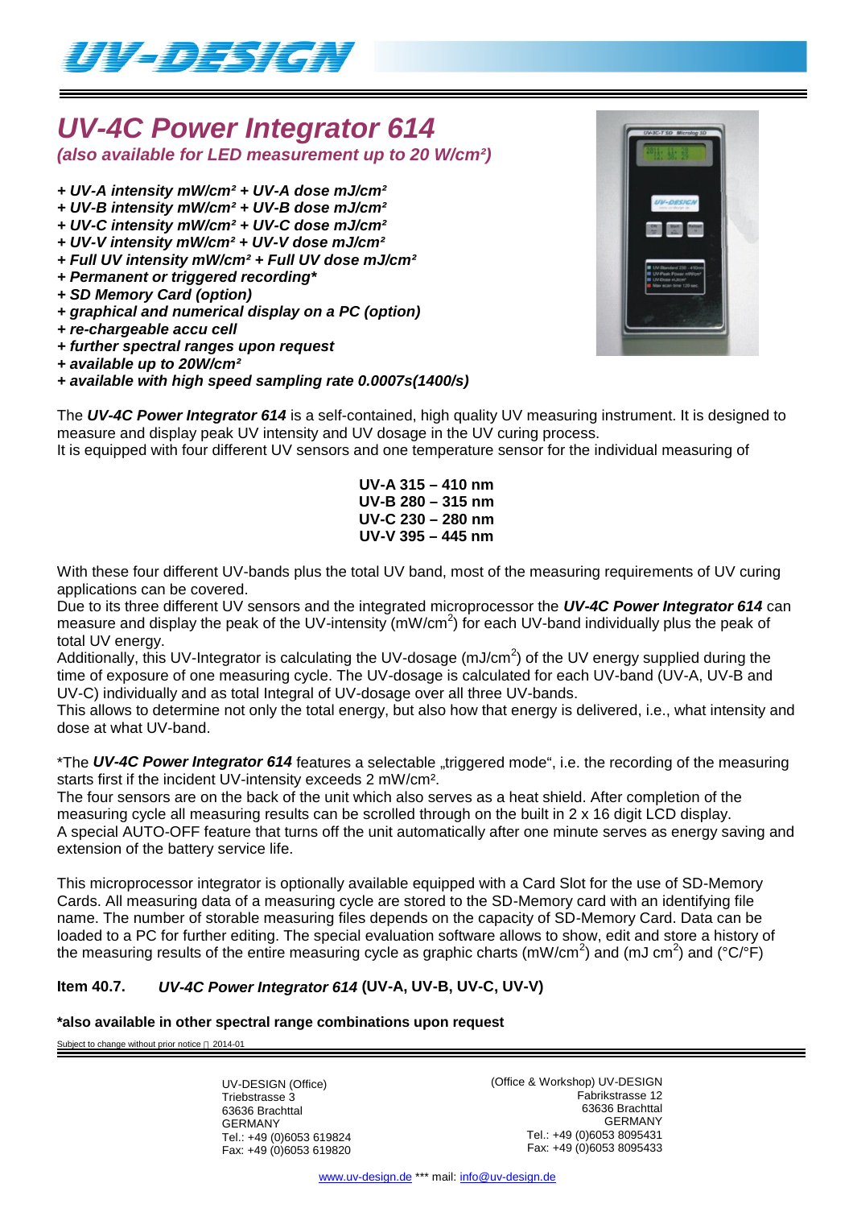UV-DESIGN

# *UV-4C Power Integrator 614*

***(also available for LED measurement up to 20 W/cm²)***

***+ UV-A intensity mW/cm² + UV-A dose mJ/cm²***
***+ UV-B intensity mW/cm² + UV-B dose mJ/cm²***
***+ UV-C intensity mW/cm² + UV-C dose mJ/cm²***
***+ UV-V intensity mW/cm² + UV-V dose mJ/cm²***
***+ Full UV intensity mW/cm² + Full UV dose mJ/cm²***
***+ Permanent or triggered recording****
***+ SD Memory Card (option)***
***+ graphical and numerical display on a PC (option)***
***+ re-chargeable accu cell***
***+ further spectral ranges upon request***
***+ available up to 20W/cm²***
***+ available with high speed sampling rate 0.0007s(1400/s)***

The ***UV-4C Power Integrator 614*** is a self-contained, high quality UV measuring instrument. It is designed to measure and display peak UV intensity and UV dosage in the UV curing process.
It is equipped with four different UV sensors and one temperature sensor for the individual measuring of

**UV-A 315 – 410 nm**
**UV-B 280 – 315 nm**
**UV-C 230 – 280 nm**
**UV-V 395 – 445 nm**

With these four different UV-bands plus the total UV band, most of the measuring requirements of UV curing applications can be covered.
Due to its three different UV sensors and the integrated microprocessor the ***UV-4C Power Integrator 614*** can measure and display the peak of the UV-intensity (mW/cm$^2$) for each UV-band individually plus the peak of total UV energy.
Additionally, this UV-Integrator is calculating the UV-dosage (mJ/cm$^2$) of the UV energy supplied during the time of exposure of one measuring cycle. The UV-dosage is calculated for each UV-band (UV-A, UV-B and UV-C) individually and as total Integral of UV-dosage over all three UV-bands.
This allows to determine not only the total energy, but also how that energy is delivered, i.e., what intensity and dose at what UV-band.

*The ***UV-4C Power Integrator 614*** features a selectable „triggered mode“, i.e. the recording of the measuring starts first if the incident UV-intensity exceeds 2 mW/cm².
The four sensors are on the back of the unit which also serves as a heat shield. After completion of the measuring cycle all measuring results can be scrolled through on the built in 2 x 16 digit LCD display.
A special AUTO-OFF feature that turns off the unit automatically after one minute serves as energy saving and extension of the battery service life.

This microprocessor integrator is optionally available equipped with a Card Slot for the use of SD-Memory Cards. All measuring data of a measuring cycle are stored to the SD-Memory card with an identifying file name. The number of storable measuring files depends on the capacity of SD-Memory Card. Data can be loaded to a PC for further editing. The special evaluation software allows to show, edit and store a history of the measuring results of the entire measuring cycle as graphic charts (mW/cm$^2$) and (mJ cm$^2$) and (°C/°F)

**Item 40.7.** ***UV-4C Power Integrator 614*** **(UV-A, UV-B, UV-C, UV-V)**

**\*also available in other spectral range combinations upon request**

Subject to change without prior notice 2014-01

UV-DESIGN (Office)
Triebstrasse 3
63636 Brachttal
GERMANY
Tel.: +49 (0)6053 619824
Fax: +49 (0)6053 619820

(Office & Workshop) UV-DESIGN
Fabrikstrasse 12
63636 Brachttal
GERMANY
Tel.: +49 (0)6053 8095431
Fax: +49 (0)6053 8095433

www.uv-design.de *** mail: info@uv-design.de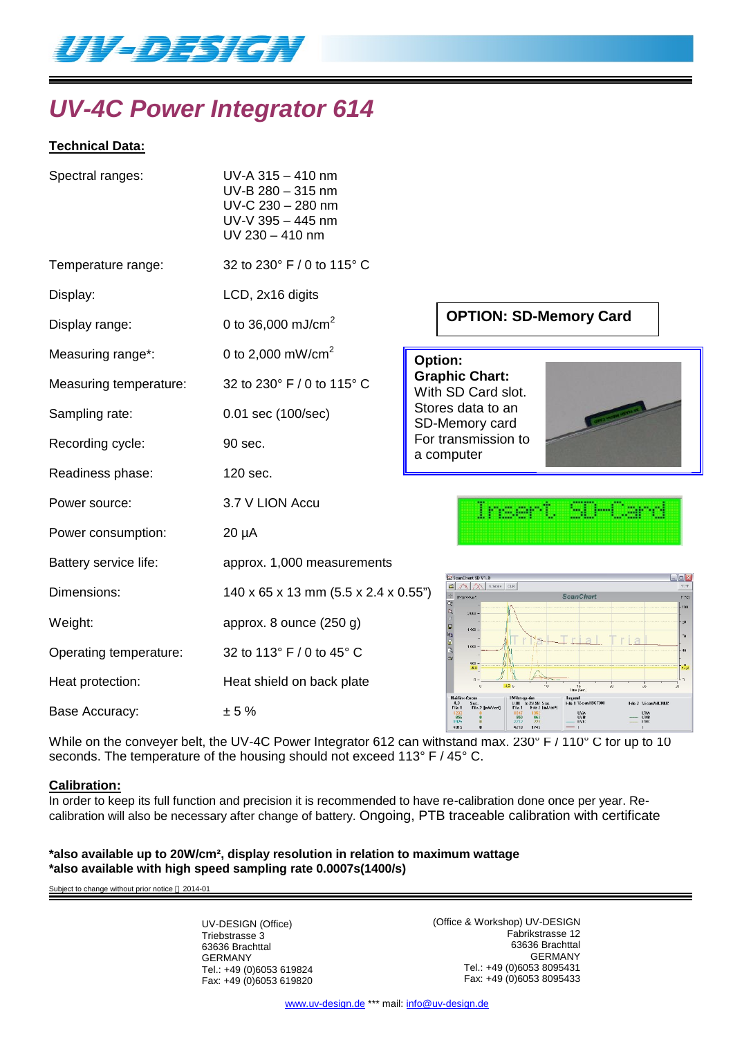# UV-4C Power Integrator 614

**Technical Data:**

| | |
|---|---|
| Spectral ranges: | UV-A 315 – 410 nm<br>UV-B 280 – 315 nm<br>UV-C 230 – 280 nm<br>UV-V 395 – 445 nm<br>UV 230 – 410 nm |
| Temperature range: | 32 to 230° F / 0 to 115° C |
| Display: | LCD, 2x16 digits |
| Display range: | 0 to 36,000 mJ/cm$^2$ |
| Measuring range*: | 0 to 2,000 mW/cm$^2$ |
| Measuring temperature: | 32 to 230° F / 0 to 115° C |
| Sampling rate: | 0.01 sec (100/sec) |
| Recording cycle: | 90 sec. |
| Readiness phase: | 120 sec. |
| Power source: | 3.7 V LION Accu |
| Power consumption: | 20 µA |
| Battery service life: | approx. 1,000 measurements |
| Dimensions: | 140 x 65 x 13 mm (5.5 x 2.4 x 0.55") |
| Weight: | approx. 8 ounce (250 g) |
| Operating temperature: | 32 to 113° F / 0 to 45° C |
| Heat protection: | Heat shield on back plate |
| Base Accuracy: | ± 5 % |

**OPTION: SD-Memory Card**

**Option:**
**Graphic Chart:**
With SD Card slot.
Stores data to an SD-Memory card
For transmission to a computer

Insert SD-Card

While on the conveyer belt, the UV-4C Power Integrator 612 can withstand max. 230° F / 110° C for up to 10 seconds. The temperature of the housing should not exceed 113° F / 45° C.

**Calibration:**

In order to keep its full function and precision it is recommended to have re-calibration done once per year. Re-calibration will also be necessary after change of battery. Ongoing, PTB traceable calibration with certificate

**\*also available up to 20W/cm², display resolution in relation to maximum wattage**
**\*also available with high speed sampling rate 0.0007s(1400/s)**

Subject to change without prior notice 2014-01

UV-DESIGN (Office)
Triebstrasse 3
63636 Brachttal
GERMANY
Tel.: +49 (0)6053 619824
Fax: +49 (0)6053 619820

(Office & Workshop) UV-DESIGN
Fabrikstrasse 12
63636 Brachttal
GERMANY
Tel.: +49 (0)6053 8095431
Fax: +49 (0)6053 8095433

www.uv-design.de *** mail: info@uv-design.de